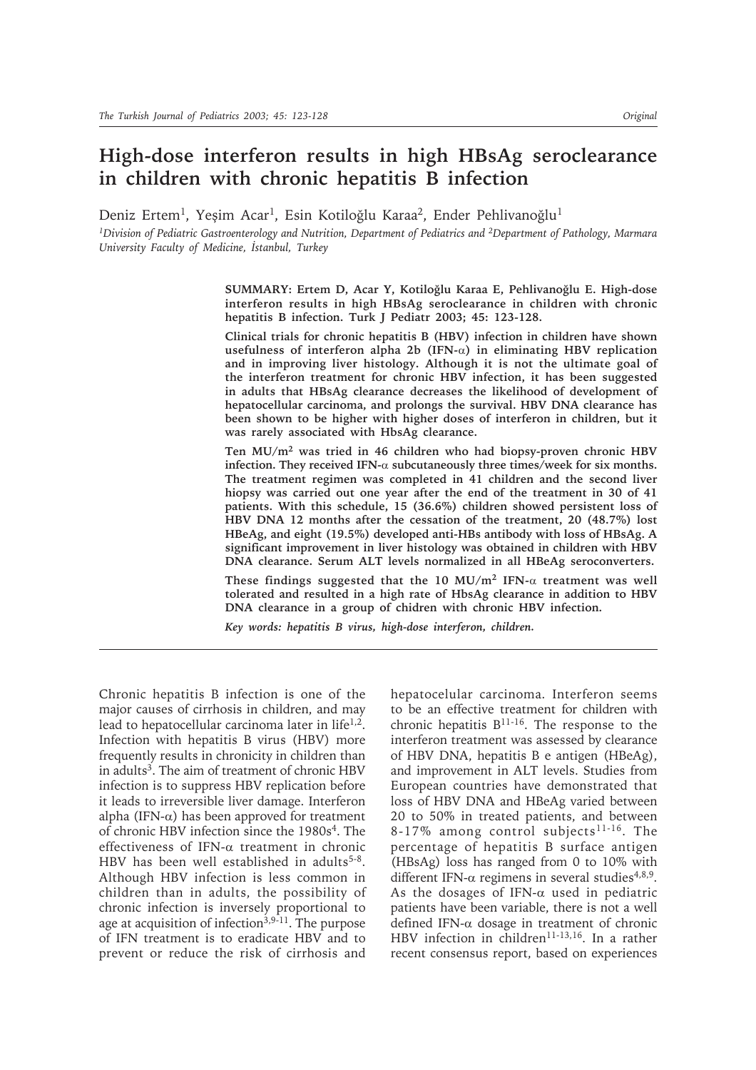# High-dose interferon results in high HBsAg seroclearance in children with chronic hepatitis B infection

Deniz Ertem[1], Yeşim Acar[1], Esin Kotiloğlu Karaa[2], Ender Pehlivanoğlu[1]

*[1]Division of Pediatric Gastroenterology and Nutrition, Department of Pediatrics and [2]Department of Pathology, Marmara University Faculty of Medicine, İstanbul, Turkey*

**SUMMARY: Ertem D, Acar Y, Kotiloğlu Karaa E, Pehlivanoğlu E. High-dose interferon results in high HBsAg seroclearance in children with chronic hepatitis B infection. Turk J Pediatr 2003; 45: 123-128.**

**Clinical trials for chronic hepatitis B (HBV) infection in children have shown usefulness of interferon alpha 2b (IFN-α) in eliminating HBV replication and in improving liver histology. Although it is not the ultimate goal of the interferon treatment for chronic HBV infection, it has been suggested in adults that HBsAg clearance decreases the likelihood of development of hepatocellular carcinoma, and prolongs the survival. HBV DNA clearance has been shown to be higher with higher doses of interferon in children, but it was rarely associated with HbsAg clearance.**

**Ten MU/m$^2$ was tried in 46 children who had biopsy-proven chronic HBV infection. They received IFN-α subcutaneously three times/week for six months. The treatment regimen was completed in 41 children and the second liver biopsy was carried out one year after the end of the treatment in 30 of 41 patients. With this schedule, 15 (36.6%) children showed persistent loss of HBV DNA 12 months after the cessation of the treatment, 20 (48.7%) lost HBeAg, and eight (19.5%) developed anti-HBs antibody with loss of HBsAg. A significant improvement in liver histology was obtained in children with HBV DNA clearance. Serum ALT levels normalized in all HBeAg seroconverters.**

**These findings suggested that the 10 MU/m$^2$ IFN-α treatment was well tolerated and resulted in a high rate of HbsAg clearance in addition to HBV DNA clearance in a group of chidren with chronic HBV infection.**

***Key words: hepatitis B virus, high-dose interferon, children.***

Chronic hepatitis B infection is one of the major causes of cirrhosis in children, and may lead to hepatocellular carcinoma later in life[1,2]. Infection with hepatitis B virus (HBV) more frequently results in chronicity in children than in adults[3]. The aim of treatment of chronic HBV infection is to suppress HBV replication before it leads to irreversible liver damage. Interferon alpha (IFN-α) has been approved for treatment of chronic HBV infection since the 1980s[4]. The effectiveness of IFN-α treatment in chronic HBV has been well established in adults[5-8]. Although HBV infection is less common in children than in adults, the possibility of chronic infection is inversely proportional to age at acquisition of infection[3,9-11]. The purpose of IFN treatment is to eradicate HBV and to prevent or reduce the risk of cirrhosis and hepatocelular carcinoma. Interferon seems to be an effective treatment for children with chronic hepatitis B[11-16]. The response to the interferon treatment was assessed by clearance of HBV DNA, hepatitis B e antigen (HBeAg), and improvement in ALT levels. Studies from European countries have demonstrated that loss of HBV DNA and HBeAg varied between 20 to 50% in treated patients, and between 8-17% among control subjects[11-16]. The percentage of hepatitis B surface antigen (HBsAg) loss has ranged from 0 to 10% with different IFN-α regimens in several studies[4,8,9]. As the dosages of IFN-α used in pediatric patients have been variable, there is not a well defined IFN-α dosage in treatment of chronic HBV infection in children[11-13,16]. In a rather recent consensus report, based on experiences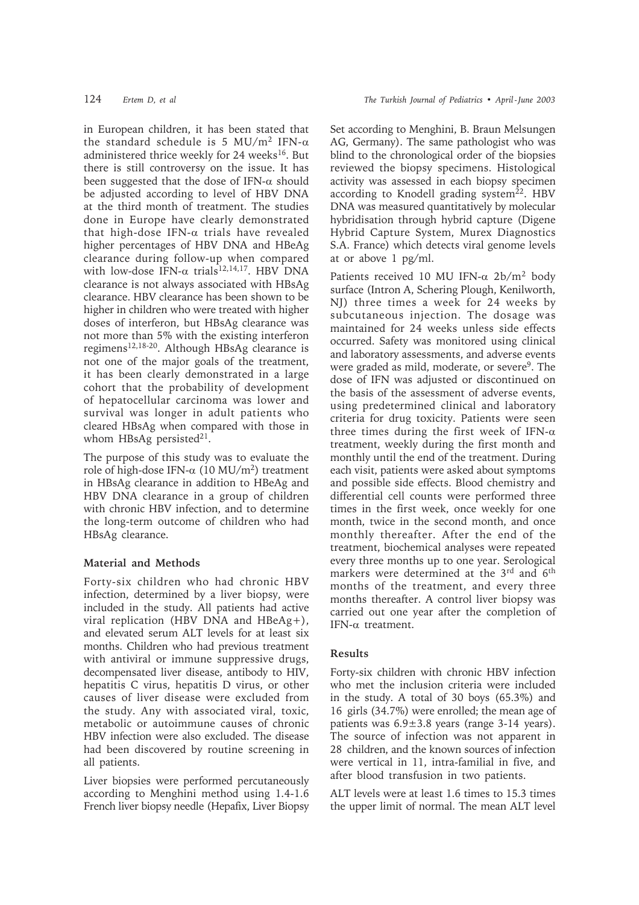in European children, it has been stated that the standard schedule is 5 MU/m$^2$ IFN-$\alpha$ administered thrice weekly for 24 weeks[16]. But there is still controversy on the issue. It has been suggested that the dose of IFN-$\alpha$ should be adjusted according to level of HBV DNA at the third month of treatment. The studies done in Europe have clearly demonstrated that high-dose IFN-$\alpha$ trials have revealed higher percentages of HBV DNA and HBeAg clearance during follow-up when compared with low-dose IFN-$\alpha$ trials[12,14,17]. HBV DNA clearance is not always associated with HBsAg clearance. HBV clearance has been shown to be higher in children who were treated with higher doses of interferon, but HBsAg clearance was not more than 5% with the existing interferon regimens[12,18-20]. Although HBsAg clearance is not one of the major goals of the treatment, it has been clearly demonstrated in a large cohort that the probability of development of hepatocellular carcinoma was lower and survival was longer in adult patients who cleared HBsAg when compared with those in whom HBsAg persisted[21].

The purpose of this study was to evaluate the role of high-dose IFN-$\alpha$ (10 MU/m$^2$) treatment in HBsAg clearance in addition to HBeAg and HBV DNA clearance in a group of children with chronic HBV infection, and to determine the long-term outcome of children who had HBsAg clearance.

## Material and Methods

Forty-six children who had chronic HBV infection, determined by a liver biopsy, were included in the study. All patients had active viral replication (HBV DNA and HBeAg+), and elevated serum ALT levels for at least six months. Children who had previous treatment with antiviral or immune suppressive drugs, decompensated liver disease, antibody to HIV, hepatitis C virus, hepatitis D virus, or other causes of liver disease were excluded from the study. Any with associated viral, toxic, metabolic or autoimmune causes of chronic HBV infection were also excluded. The disease had been discovered by routine screening in all patients.

Liver biopsies were performed percutaneously according to Menghini method using 1.4-1.6 French liver biopsy needle (Hepafix, Liver Biopsy Set according to Menghini, B. Braun Melsungen AG, Germany). The same pathologist who was blind to the chronological order of the biopsies reviewed the biopsy specimens. Histological activity was assessed in each biopsy specimen according to Knodell grading system[22]. HBV DNA was measured quantitatively by molecular hybridisation through hybrid capture (Digene Hybrid Capture System, Murex Diagnostics S.A. France) which detects viral genome levels at or above 1 pg/ml.

Patients received 10 MU IFN-$\alpha$ 2b/m$^2$ body surface (Intron A, Schering Plough, Kenilworth, NJ) three times a week for 24 weeks by subcutaneous injection. The dosage was maintained for 24 weeks unless side effects occurred. Safety was monitored using clinical and laboratory assessments, and adverse events were graded as mild, moderate, or severe[9]. The dose of IFN was adjusted or discontinued on the basis of the assessment of adverse events, using predetermined clinical and laboratory criteria for drug toxicity. Patients were seen three times during the first week of IFN-$\alpha$ treatment, weekly during the first month and monthly until the end of the treatment. During each visit, patients were asked about symptoms and possible side effects. Blood chemistry and differential cell counts were performed three times in the first week, once weekly for one month, twice in the second month, and once monthly thereafter. After the end of the treatment, biochemical analyses were repeated every three months up to one year. Serological markers were determined at the 3rd and 6th months of the treatment, and every three months thereafter. A control liver biopsy was carried out one year after the completion of IFN-$\alpha$ treatment.

## Results

Forty-six children with chronic HBV infection who met the inclusion criteria were included in the study. A total of 30 boys (65.3%) and 16 girls (34.7%) were enrolled; the mean age of patients was 6.9±3.8 years (range 3-14 years). The source of infection was not apparent in 28 children, and the known sources of infection were vertical in 11, intra-familial in five, and after blood transfusion in two patients.

ALT levels were at least 1.6 times to 15.3 times the upper limit of normal. The mean ALT level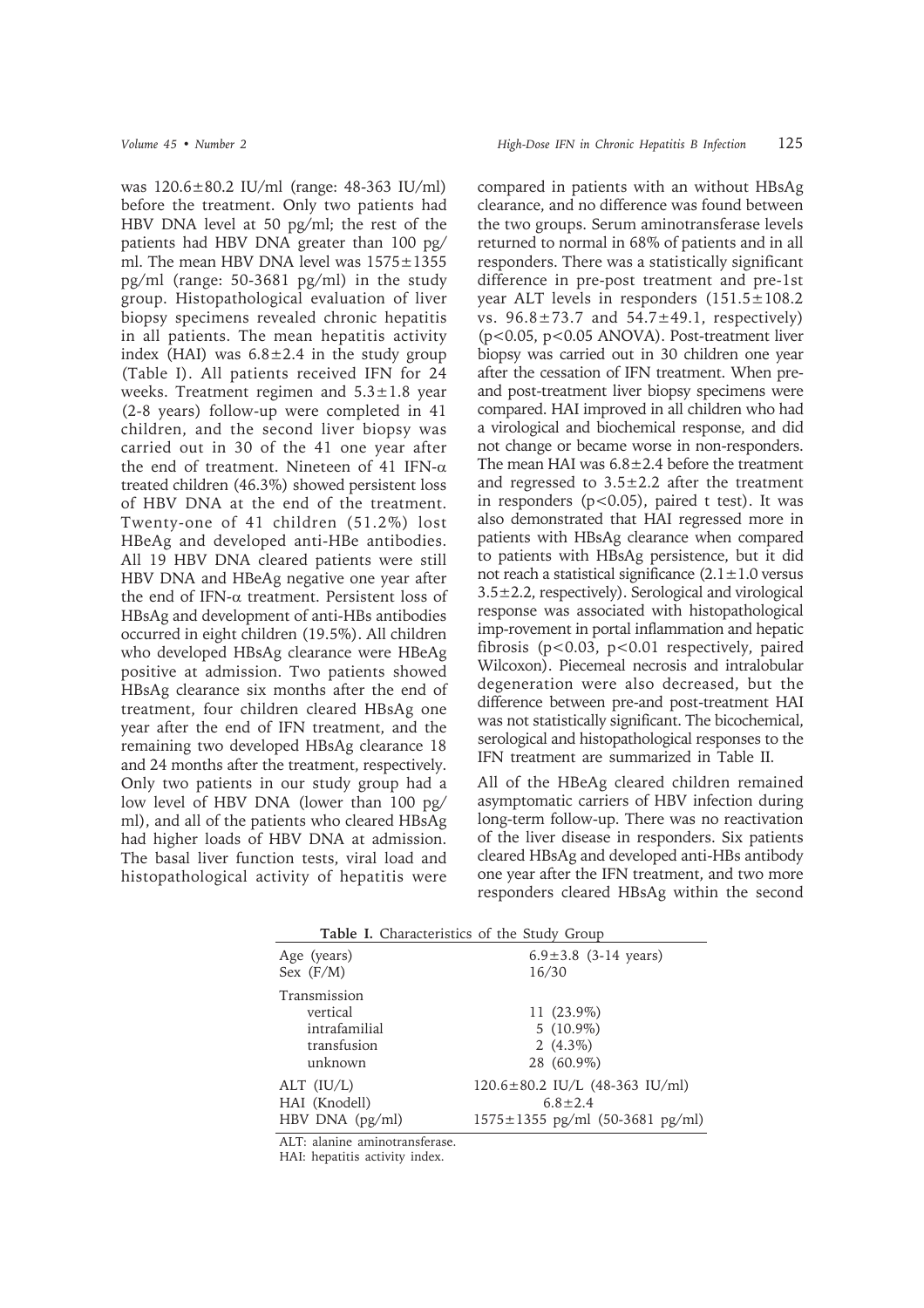was 120.6±80.2 IU/ml (range: 48-363 IU/ml) before the treatment. Only two patients had HBV DNA level at 50 pg/ml; the rest of the patients had HBV DNA greater than 100 pg/ml. The mean HBV DNA level was 1575±1355 pg/ml (range: 50-3681 pg/ml) in the study group. Histopathological evaluation of liver biopsy specimens revealed chronic hepatitis in all patients. The mean hepatitis activity index (HAI) was 6.8±2.4 in the study group (Table I). All patients received IFN for 24 weeks. Treatment regimen and 5.3±1.8 year (2-8 years) follow-up were completed in 41 children, and the second liver biopsy was carried out in 30 of the 41 one year after the end of treatment. Nineteen of 41 IFN-α treated children (46.3%) showed persistent loss of HBV DNA at the end of the treatment. Twenty-one of 41 children (51.2%) lost HBeAg and developed anti-HBe antibodies. All 19 HBV DNA cleared patients were still HBV DNA and HBeAg negative one year after the end of IFN-α treatment. Persistent loss of HBsAg and development of anti-HBs antibodies occurred in eight children (19.5%). All children who developed HBsAg clearance were HBeAg positive at admission. Two patients showed HBsAg clearance six months after the end of treatment, four children cleared HBsAg one year after the end of IFN treatment, and the remaining two developed HBsAg clearance 18 and 24 months after the treatment, respectively. Only two patients in our study group had a low level of HBV DNA (lower than 100 pg/ml), and all of the patients who cleared HBsAg had higher loads of HBV DNA at admission. The basal liver function tests, viral load and histopathological activity of hepatitis were compared in patients with an without HBsAg clearance, and no difference was found between the two groups. Serum aminotransferase levels returned to normal in 68% of patients and in all responders. There was a statistically significant difference in pre-post treatment and pre-1st year ALT levels in responders (151.5±108.2 vs. 96.8±73.7 and 54.7±49.1, respectively) ($p<0.05$, $p<0.05$ ANOVA). Post-treatment liver biopsy was carried out in 30 children one year after the cessation of IFN treatment. When pre- and post-treatment liver biopsy specimens were compared. HAI improved in all children who had a virological and biochemical response, and did not change or became worse in non-responders. The mean HAI was 6.8±2.4 before the treatment and regressed to 3.5±2.2 after the treatment in responders ($p<0.05$), paired t test). It was also demonstrated that HAI regressed more in patients with HBsAg clearance when compared to patients with HBsAg persistence, but it did not reach a statistical significance (2.1±1.0 versus 3.5±2.2, respectively). Serological and virological response was associated with histopathological imp-rovement in portal inflammation and hepatic fibrosis ($p<0.03$, $p<0.01$ respectively, paired Wilcoxon). Piecemeal necrosis and intralobular degeneration were also decreased, but the difference between pre-and post-treatment HAI was not statistically significant. The bicochemical, serological and histopathological responses to the IFN treatment are summarized in Table II.

All of the HBeAg cleared children remained asymptomatic carriers of HBV infection during long-term follow-up. There was no reactivation of the liver disease in responders. Six patients cleared HBsAg and developed anti-HBs antibody one year after the IFN treatment, and two more responders cleared HBsAg within the second

**Table I.** Characteristics of the Study Group

| | |
|---|---|
| Age (years) | 6.9±3.8 (3-14 years) |
| Sex (F/M) | 16/30 |
| Transmission | |
| vertical | 11 (23.9%) |
| intrafamilial | 5 (10.9%) |
| transfusion | 2 (4.3%) |
| unknown | 28 (60.9%) |
| ALT (IU/L) | 120.6±80.2 IU/L (48-363 IU/ml) |
| HAI (Knodell) | 6.8±2.4 |
| HBV DNA (pg/ml) | 1575±1355 pg/ml (50-3681 pg/ml) |

ALT: alanine aminotransferase.
HAI: hepatitis activity index.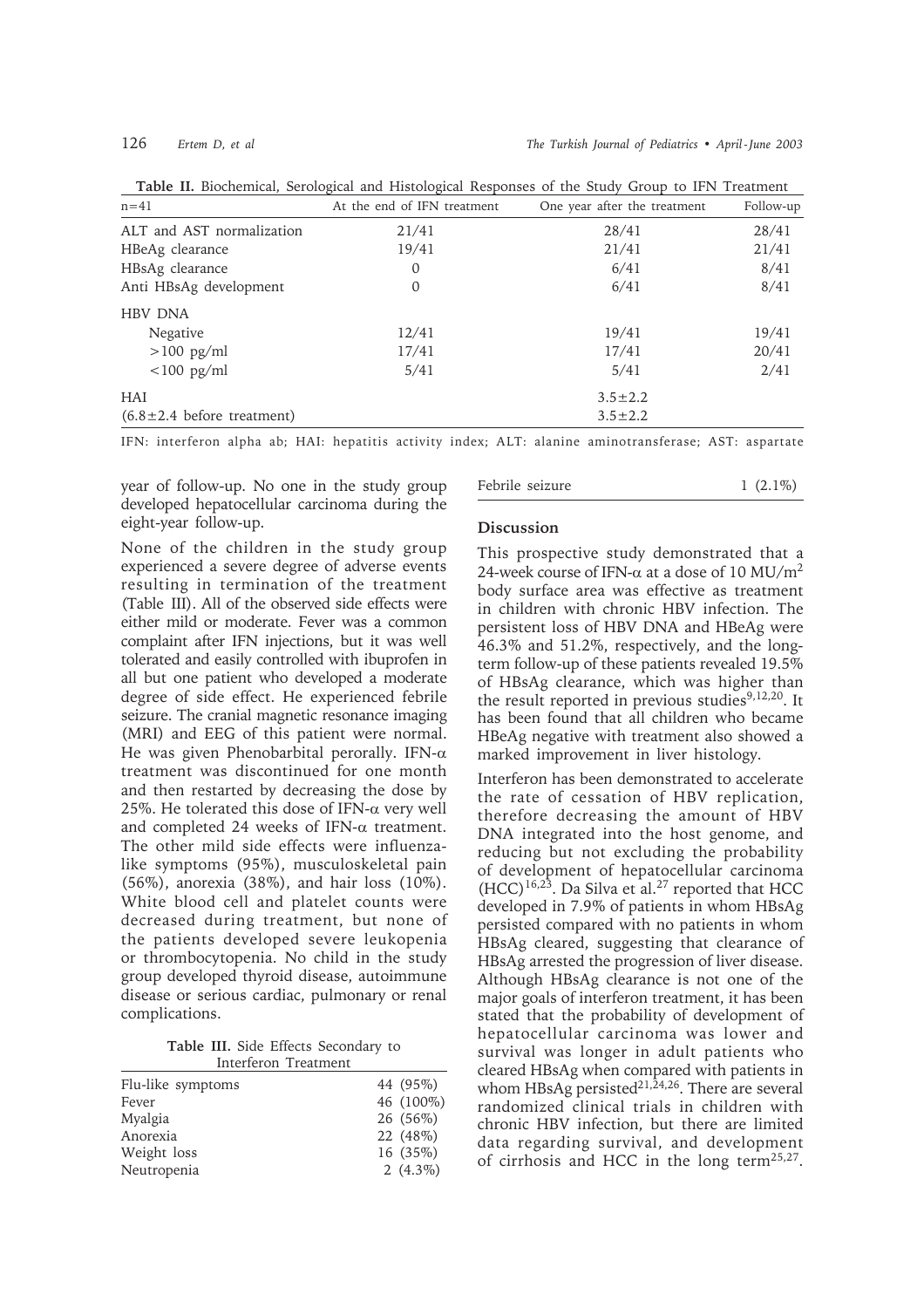**Table II.** Biochemical, Serological and Histological Responses of the Study Group to IFN Treatment

| n=41 | At the end of IFN treatment | One year after the treatment | Follow-up |
|---|---|---|---|
| ALT and AST normalization | 21/41 | 28/41 | 28/41 |
| HBeAg clearance | 19/41 | 21/41 | 21/41 |
| HBsAg clearance | 0 | 6/41 | 8/41 |
| Anti HBsAg development | 0 | 6/41 | 8/41 |
| HBV DNA | | | |
| Negative | 12/41 | 19/41 | 19/41 |
| >100 pg/ml | 17/41 | 17/41 | 20/41 |
| <100 pg/ml | 5/41 | 5/41 | 2/41 |
| HAI | | 3.5±2.2 | |
| (6.8±2.4 before treatment) | | 3.5±2.2 | |

IFN: interferon alpha ab; HAI: hepatitis activity index; ALT: alanine aminotransferase; AST: aspartate

year of follow-up. No one in the study group developed hepatocellular carcinoma during the eight-year follow-up.

None of the children in the study group experienced a severe degree of adverse events resulting in termination of the treatment (Table III). All of the observed side effects were either mild or moderate. Fever was a common complaint after IFN injections, but it was well tolerated and easily controlled with ibuprofen in all but one patient who developed a moderate degree of side effect. He experienced febrile seizure. The cranial magnetic resonance imaging (MRI) and EEG of this patient were normal. He was given Phenobarbital perorally. IFN-α treatment was discontinued for one month and then restarted by decreasing the dose by 25%. He tolerated this dose of IFN-α very well and completed 24 weeks of IFN-α treatment. The other mild side effects were influenza-like symptoms (95%), musculoskeletal pain (56%), anorexia (38%), and hair loss (10%). White blood cell and platelet counts were decreased during treatment, but none of the patients developed severe leukopenia or thrombocytopenia. No child in the study group developed thyroid disease, autoimmune disease or serious cardiac, pulmonary or renal complications.

**Table III.** Side Effects Secondary to Interferon Treatment

| | |
|---|---|
| Flu-like symptoms | 44 (95%) |
| Fever | 46 (100%) |
| Myalgia | 26 (56%) |
| Anorexia | 22 (48%) |
| Weight loss | 16 (35%) |
| Neutropenia | 2 (4.3%) |
| Febrile seizure | 1 (2.1%) |

## Discussion

This prospective study demonstrated that a 24-week course of IFN-α at a dose of 10 MU/$m^2$ body surface area was effective as treatment in children with chronic HBV infection. The persistent loss of HBV DNA and HBeAg were 46.3% and 51.2%, respectively, and the long-term follow-up of these patients revealed 19.5% of HBsAg clearance, which was higher than the result reported in previous studies[9,12,20]. It has been found that all children who became HBeAg negative with treatment also showed a marked improvement in liver histology.

Interferon has been demonstrated to accelerate the rate of cessation of HBV replication, therefore decreasing the amount of HBV DNA integrated into the host genome, and reducing but not excluding the probability of development of hepatocellular carcinoma (HCC)[16,23]. Da Silva et al.[27] reported that HCC developed in 7.9% of patients in whom HBsAg persisted compared with no patients in whom HBsAg cleared, suggesting that clearance of HBsAg arrested the progression of liver disease. Although HBsAg clearance is not one of the major goals of interferon treatment, it has been stated that the probability of development of hepatocellular carcinoma was lower and survival was longer in adult patients who cleared HBsAg when compared with patients in whom HBsAg persisted[21,24,26]. There are several randomized clinical trials in children with chronic HBV infection, but there are limited data regarding survival, and development of cirrhosis and HCC in the long term[25,27].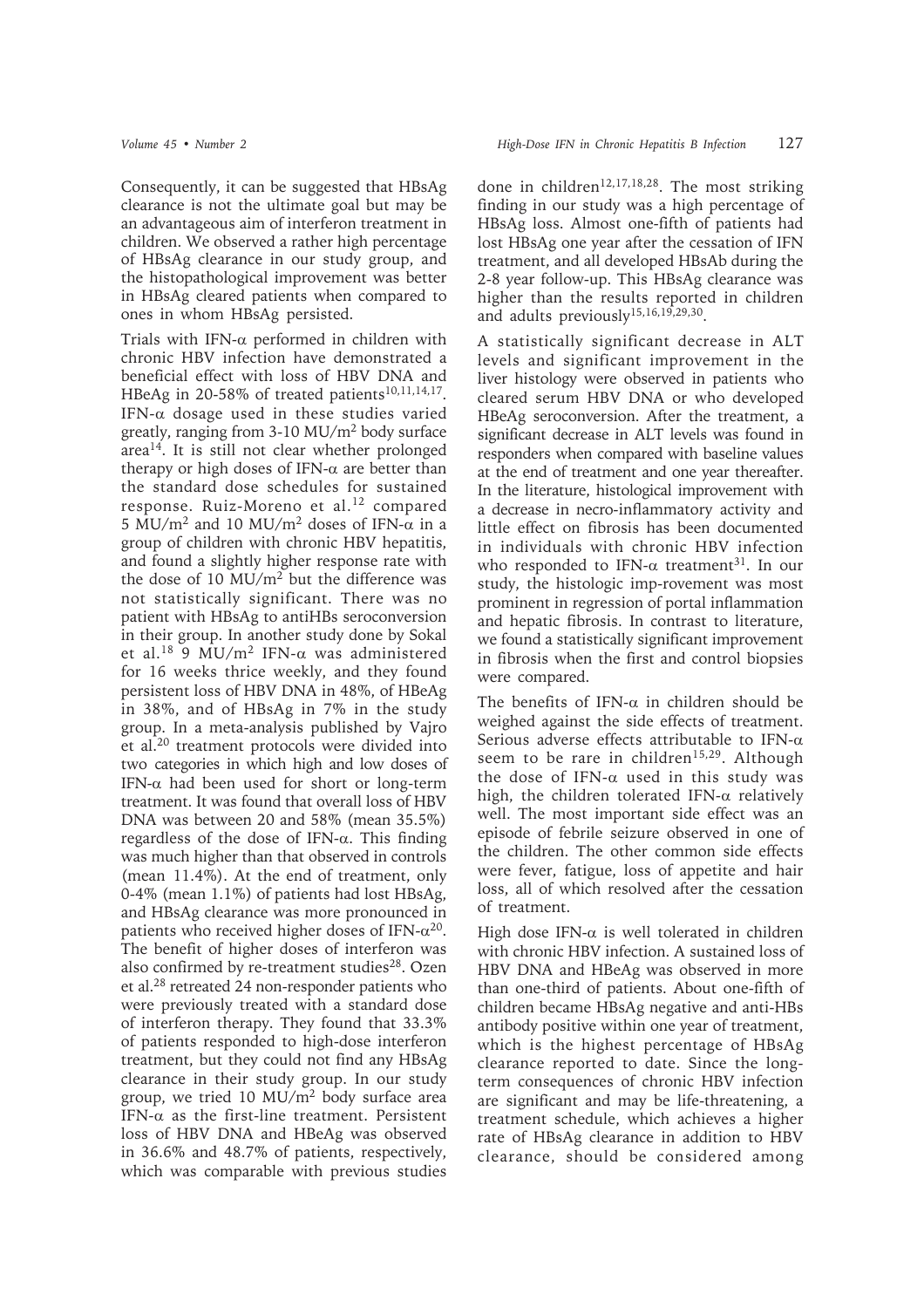Consequently, it can be suggested that HBsAg clearance is not the ultimate goal but may be an advantageous aim of interferon treatment in children. We observed a rather high percentage of HBsAg clearance in our study group, and the histopathological improvement was better in HBsAg cleared patients when compared to ones in whom HBsAg persisted.

Trials with IFN-α performed in children with chronic HBV infection have demonstrated a beneficial effect with loss of HBV DNA and HBeAg in 20-58% of treated patients[10,11,14,17]. IFN-α dosage used in these studies varied greatly, ranging from 3-10 MU/$m^2$ body surface area[14]. It is still not clear whether prolonged therapy or high doses of IFN-α are better than the standard dose schedules for sustained response. Ruiz-Moreno et al.[12] compared 5 MU/$m^2$ and 10 MU/$m^2$ doses of IFN-α in a group of children with chronic HBV hepatitis, and found a slightly higher response rate with the dose of 10 MU/$m^2$ but the difference was not statistically significant. There was no patient with HBsAg to antiHBs seroconversion in their group. In another study done by Sokal et al.[18] 9 MU/$m^2$ IFN-α was administered for 16 weeks thrice weekly, and they found persistent loss of HBV DNA in 48%, of HBeAg in 38%, and of HBsAg in 7% in the study group. In a meta-analysis published by Vajro et al.[20] treatment protocols were divided into two categories in which high and low doses of IFN-α had been used for short or long-term treatment. It was found that overall loss of HBV DNA was between 20 and 58% (mean 35.5%) regardless of the dose of IFN-α. This finding was much higher than that observed in controls (mean 11.4%). At the end of treatment, only 0-4% (mean 1.1%) of patients had lost HBsAg, and HBsAg clearance was more pronounced in patients who received higher doses of IFN-α[20]. The benefit of higher doses of interferon was also confirmed by re-treatment studies[28]. Ozen et al.[28] retreated 24 non-responder patients who were previously treated with a standard dose of interferon therapy. They found that 33.3% of patients responded to high-dose interferon treatment, but they could not find any HBsAg clearance in their study group. In our study group, we tried 10 MU/$m^2$ body surface area IFN-α as the first-line treatment. Persistent loss of HBV DNA and HBeAg was observed in 36.6% and 48.7% of patients, respectively, which was comparable with previous studies done in children[12,17,18,28]. The most striking finding in our study was a high percentage of HBsAg loss. Almost one-fifth of patients had lost HBsAg one year after the cessation of IFN treatment, and all developed HBsAb during the 2-8 year follow-up. This HBsAg clearance was higher than the results reported in children and adults previously[15,16,19,29,30].

A statistically significant decrease in ALT levels and significant improvement in the liver histology were observed in patients who cleared serum HBV DNA or who developed HBeAg seroconversion. After the treatment, a significant decrease in ALT levels was found in responders when compared with baseline values at the end of treatment and one year thereafter. In the literature, histological improvement with a decrease in necro-inflammatory activity and little effect on fibrosis has been documented in individuals with chronic HBV infection who responded to IFN-α treatment[31]. In our study, the histologic imp-rovement was most prominent in regression of portal inflammation and hepatic fibrosis. In contrast to literature, we found a statistically significant improvement in fibrosis when the first and control biopsies were compared.

The benefits of IFN-α in children should be weighed against the side effects of treatment. Serious adverse effects attributable to IFN-α seem to be rare in children[15,29]. Although the dose of IFN-α used in this study was high, the children tolerated IFN-α relatively well. The most important side effect was an episode of febrile seizure observed in one of the children. The other common side effects were fever, fatigue, loss of appetite and hair loss, all of which resolved after the cessation of treatment.

High dose IFN-α is well tolerated in children with chronic HBV infection. A sustained loss of HBV DNA and HBeAg was observed in more than one-third of patients. About one-fifth of children became HBsAg negative and anti-HBs antibody positive within one year of treatment, which is the highest percentage of HBsAg clearance reported to date. Since the long-term consequences of chronic HBV infection are significant and may be life-threatening, a treatment schedule, which achieves a higher rate of HBsAg clearance in addition to HBV clearance, should be considered among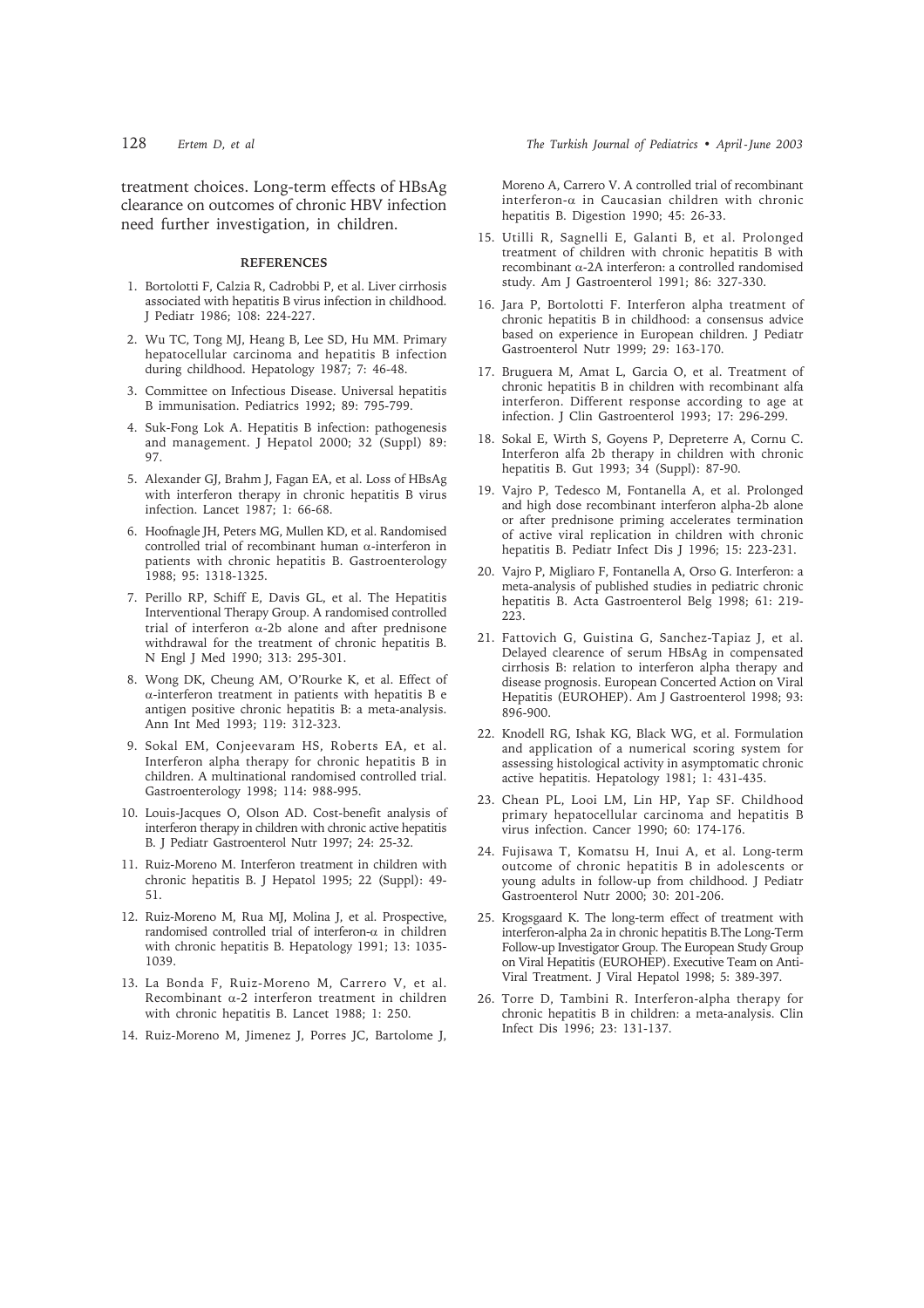treatment choices. Long-term effects of HBsAg clearance on outcomes of chronic HBV infection need further investigation, in children.

## REFERENCES

1. Bortolotti F, Calzia R, Cadrobbi P, et al. Liver cirrhosis associated with hepatitis B virus infection in childhood. J Pediatr 1986; 108: 224-227.
2. Wu TC, Tong MJ, Heang B, Lee SD, Hu MM. Primary hepatocellular carcinoma and hepatitis B infection during childhood. Hepatology 1987; 7: 46-48.
3. Committee on Infectious Disease. Universal hepatitis B immunisation. Pediatrics 1992; 89: 795-799.
4. Suk-Fong Lok A. Hepatitis B infection: pathogenesis and management. J Hepatol 2000; 32 (Suppl) 89: 97.
5. Alexander GJ, Brahm J, Fagan EA, et al. Loss of HBsAg with interferon therapy in chronic hepatitis B virus infection. Lancet 1987; 1: 66-68.
6. Hoofnagle JH, Peters MG, Mullen KD, et al. Randomised controlled trial of recombinant human α-interferon in patients with chronic hepatitis B. Gastroenterology 1988; 95: 1318-1325.
7. Perillo RP, Schiff E, Davis GL, et al. The Hepatitis Interventional Therapy Group. A randomised controlled trial of interferon α-2b alone and after prednisone withdrawal for the treatment of chronic hepatitis B. N Engl J Med 1990; 313: 295-301.
8. Wong DK, Cheung AM, O'Rourke K, et al. Effect of α-interferon treatment in patients with hepatitis B e antigen positive chronic hepatitis B: a meta-analysis. Ann Int Med 1993; 119: 312-323.
9. Sokal EM, Conjeevaram HS, Roberts EA, et al. Interferon alpha therapy for chronic hepatitis B in children. A multinational randomised controlled trial. Gastroenterology 1998; 114: 988-995.
10. Louis-Jacques O, Olson AD. Cost-benefit analysis of interferon therapy in children with chronic active hepatitis B. J Pediatr Gastroenterol Nutr 1997; 24: 25-32.
11. Ruiz-Moreno M. Interferon treatment in children with chronic hepatitis B. J Hepatol 1995; 22 (Suppl): 49-51.
12. Ruiz-Moreno M, Rua MJ, Molina J, et al. Prospective, randomised controlled trial of interferon-α in children with chronic hepatitis B. Hepatology 1991; 13: 1035-1039.
13. La Bonda F, Ruiz-Moreno M, Carrero V, et al. Recombinant α-2 interferon treatment in children with chronic hepatitis B. Lancet 1988; 1: 250.
14. Ruiz-Moreno M, Jimenez J, Porres JC, Bartolome J, Moreno A, Carrero V. A controlled trial of recombinant interferon-α in Caucasian children with chronic hepatitis B. Digestion 1990; 45: 26-33.
15. Utilli R, Sagnelli E, Galanti B, et al. Prolonged treatment of children with chronic hepatitis B with recombinant α-2A interferon: a controlled randomised study. Am J Gastroenterol 1991; 86: 327-330.
16. Jara P, Bortolotti F. Interferon alpha treatment of chronic hepatitis B in childhood: a consensus advice based on experience in European children. J Pediatr Gastroenterol Nutr 1999; 29: 163-170.
17. Bruguera M, Amat L, Garcia O, et al. Treatment of chronic hepatitis B in children with recombinant alfa interferon. Different response according to age at infection. J Clin Gastroenterol 1993; 17: 296-299.
18. Sokal E, Wirth S, Goyens P, Depreterre A, Cornu C. Interferon alfa 2b therapy in children with chronic hepatitis B. Gut 1993; 34 (Suppl): 87-90.
19. Vajro P, Tedesco M, Fontanella A, et al. Prolonged and high dose recombinant interferon alpha-2b alone or after prednisone priming accelerates termination of active viral replication in children with chronic hepatitis B. Pediatr Infect Dis J 1996; 15: 223-231.
20. Vajro P, Migliaro F, Fontanella A, Orso G. Interferon: a meta-analysis of published studies in pediatric chronic hepatitis B. Acta Gastroenterol Belg 1998; 61: 219-223.
21. Fattovich G, Guistina G, Sanchez-Tapiaz J, et al. Delayed clearence of serum HBsAg in compensated cirrhosis B: relation to interferon alpha therapy and disease prognosis. European Concerted Action on Viral Hepatitis (EUROHEP). Am J Gastroenterol 1998; 93: 896-900.
22. Knodell RG, Ishak KG, Black WG, et al. Formulation and application of a numerical scoring system for assessing histological activity in asymptomatic chronic active hepatitis. Hepatology 1981; 1: 431-435.
23. Chean PL, Looi LM, Lin HP, Yap SF. Childhood primary hepatocellular carcinoma and hepatitis B virus infection. Cancer 1990; 60: 174-176.
24. Fujisawa T, Komatsu H, Inui A, et al. Long-term outcome of chronic hepatitis B in adolescents or young adults in follow-up from childhood. J Pediatr Gastroenterol Nutr 2000; 30: 201-206.
25. Krogsgaard K. The long-term effect of treatment with interferon-alpha 2a in chronic hepatitis B.The Long-Term Follow-up Investigator Group. The European Study Group on Viral Hepatitis (EUROHEP). Executive Team on Anti-Viral Treatment. J Viral Hepatol 1998; 5: 389-397.
26. Torre D, Tambini R. Interferon-alpha therapy for chronic hepatitis B in children: a meta-analysis. Clin Infect Dis 1996; 23: 131-137.